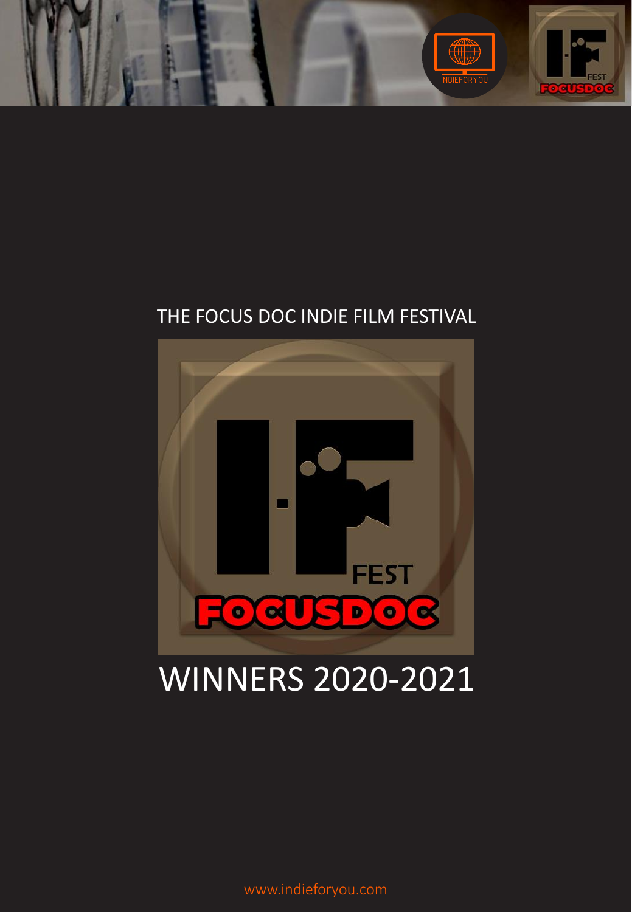THE FOCUS DOC INDIE FILM FESTIVAL

# WINNERS 2020-2021

www.indieforyou.com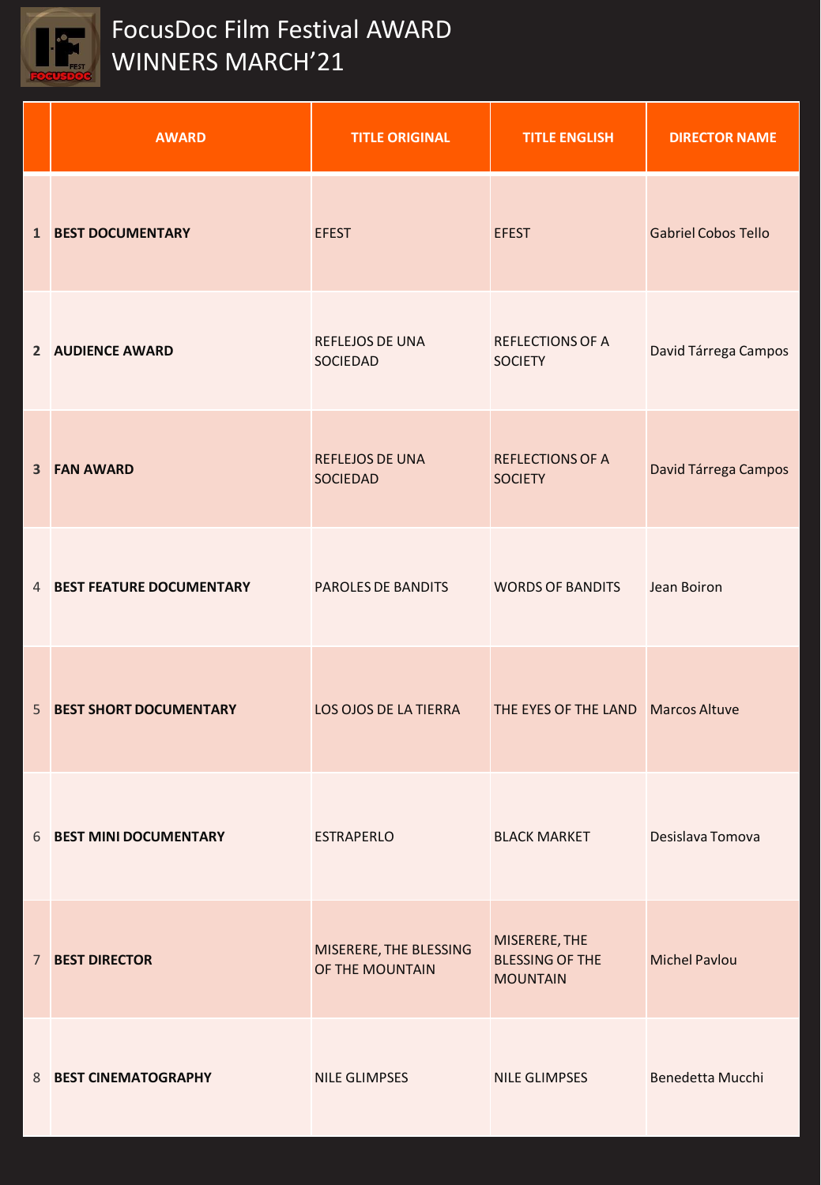# FocusDoc Film Festival AWARD WINNERS MARCH’21

| | AWARD | TITLE ORIGINAL | TITLE ENGLISH | DIRECTOR NAME |
|---|---|---|---|---|
| 1 | **BEST DOCUMENTARY** | EFEST | EFEST | Gabriel Cobos Tello |
| 2 | **AUDIENCE AWARD** | REFLEJOS DE UNA SOCIEDAD | REFLECTIONS OF A SOCIETY | David Tárrega Campos |
| 3 | **FAN AWARD** | REFLEJOS DE UNA SOCIEDAD | REFLECTIONS OF A SOCIETY | David Tárrega Campos |
| 4 | **BEST FEATURE DOCUMENTARY** | PAROLES DE BANDITS | WORDS OF BANDITS | Jean Boiron |
| 5 | **BEST SHORT DOCUMENTARY** | LOS OJOS DE LA TIERRA | THE EYES OF THE LAND | Marcos Altuve |
| 6 | **BEST MINI DOCUMENTARY** | ESTRAPERLO | BLACK MARKET | Desislava Tomova |
| 7 | **BEST DIRECTOR** | MISERERE, THE BLESSING OF THE MOUNTAIN | MISERERE, THE BLESSING OF THE MOUNTAIN | Michel Pavlou |
| 8 | **BEST CINEMATOGRAPHY** | NILE GLIMPSES | NILE GLIMPSES | Benedetta Mucchi |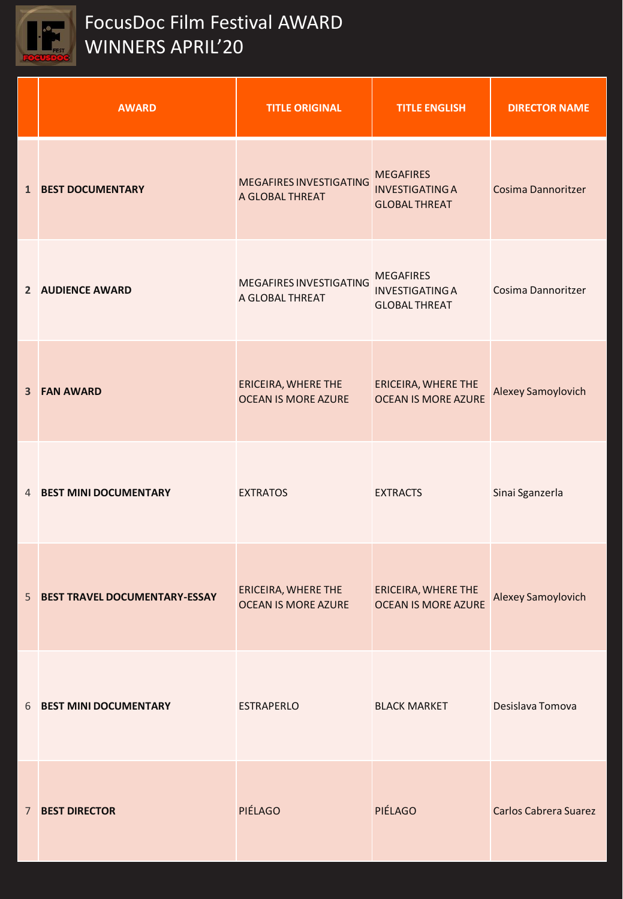# FocusDoc Film Festival AWARD WINNERS APRIL'20

| | AWARD | TITLE ORIGINAL | TITLE ENGLISH | DIRECTOR NAME |
|---|---|---|---|---|
| 1 | **BEST DOCUMENTARY** | MEGAFIRES INVESTIGATING A GLOBAL THREAT | MEGAFIRES INVESTIGATING A GLOBAL THREAT | Cosima Dannoritzer |
| 2 | **AUDIENCE AWARD** | MEGAFIRES INVESTIGATING A GLOBAL THREAT | MEGAFIRES INVESTIGATING A GLOBAL THREAT | Cosima Dannoritzer |
| 3 | **FAN AWARD** | ERICEIRA, WHERE THE OCEAN IS MORE AZURE | ERICEIRA, WHERE THE OCEAN IS MORE AZURE | Alexey Samoylovich |
| 4 | **BEST MINI DOCUMENTARY** | EXTRATOS | EXTRACTS | Sinai Sganzerla |
| 5 | **BEST TRAVEL DOCUMENTARY-ESSAY** | ERICEIRA, WHERE THE OCEAN IS MORE AZURE | ERICEIRA, WHERE THE OCEAN IS MORE AZURE | Alexey Samoylovich |
| 6 | **BEST MINI DOCUMENTARY** | ESTRAPERLO | BLACK MARKET | Desislava Tomova |
| 7 | **BEST DIRECTOR** | PIÉLAGO | PIÉLAGO | Carlos Cabrera Suarez |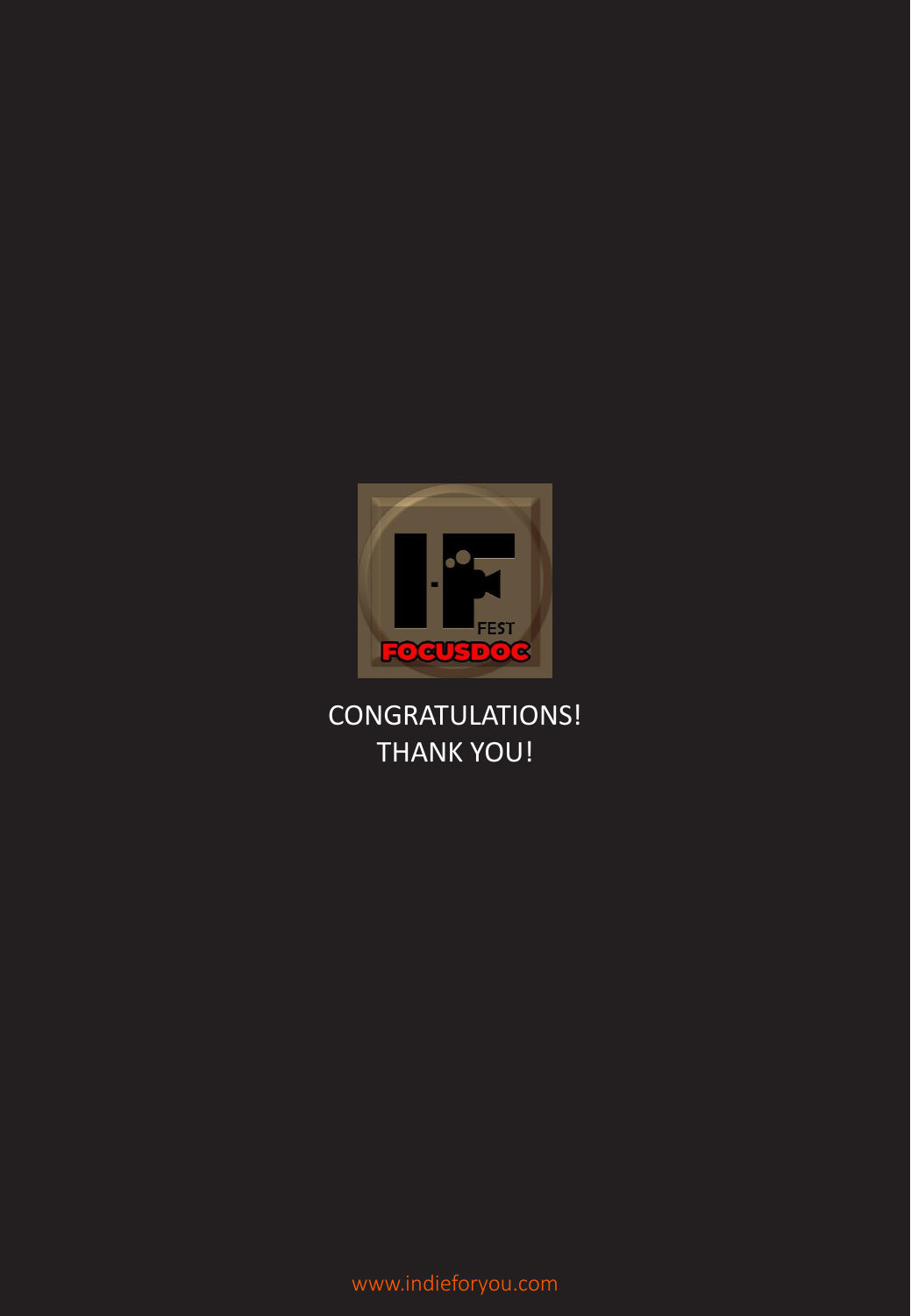CONGRATULATIONS!
THANK YOU!

www.indieforyou.com